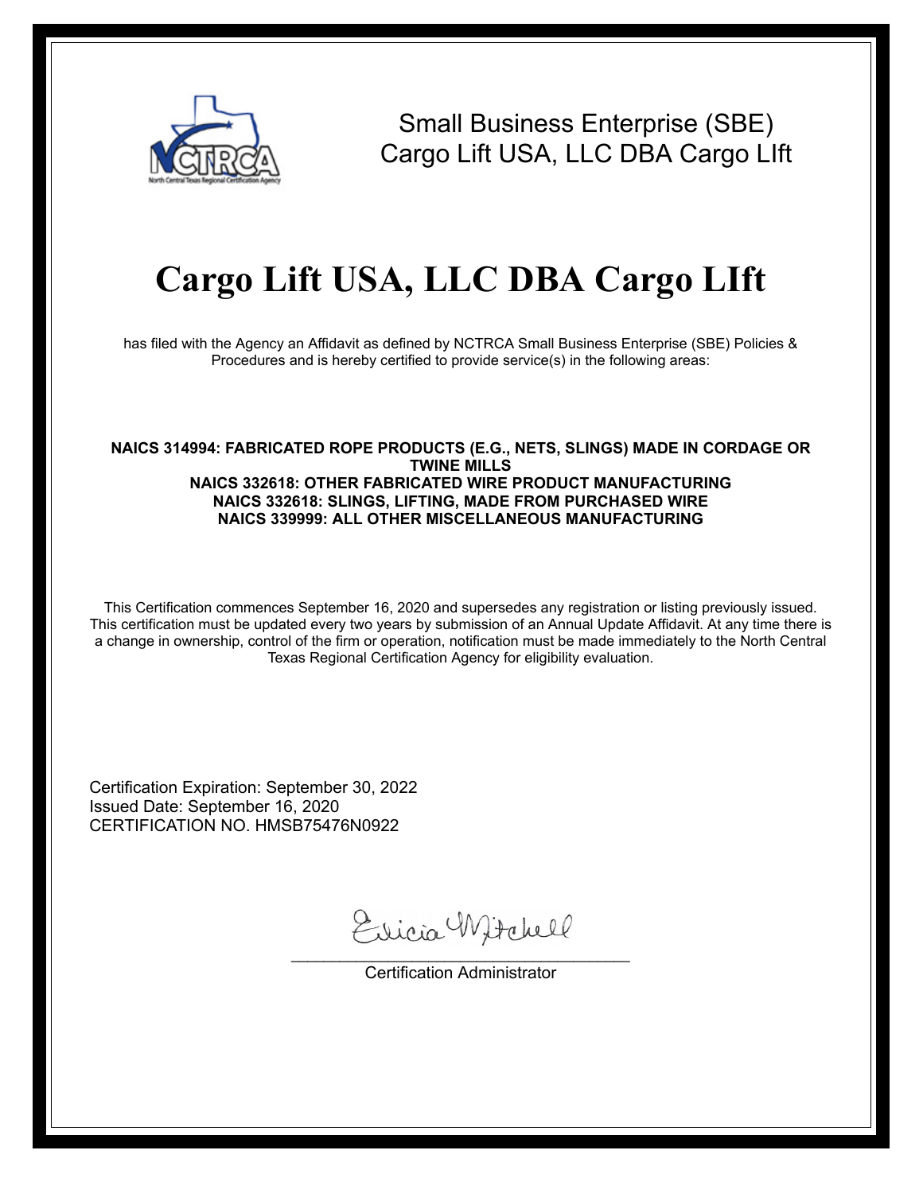Small Business Enterprise (SBE)
Cargo Lift USA, LLC DBA Cargo LIft

# Cargo Lift USA, LLC DBA Cargo LIft

has filed with the Agency an Affidavit as defined by NCTRCA Small Business Enterprise (SBE) Policies & Procedures and is hereby certified to provide service(s) in the following areas:

**NAICS 314994: FABRICATED ROPE PRODUCTS (E.G., NETS, SLINGS) MADE IN CORDAGE OR TWINE MILLS**
**NAICS 332618: OTHER FABRICATED WIRE PRODUCT MANUFACTURING**
**NAICS 332618: SLINGS, LIFTING, MADE FROM PURCHASED WIRE**
**NAICS 339999: ALL OTHER MISCELLANEOUS MANUFACTURING**

This Certification commences September 16, 2020 and supersedes any registration or listing previously issued. This certification must be updated every two years by submission of an Annual Update Affidavit. At any time there is a change in ownership, control of the firm or operation, notification must be made immediately to the North Central Texas Regional Certification Agency for eligibility evaluation.

Certification Expiration: September 30, 2022
Issued Date: September 16, 2020
CERTIFICATION NO. HMSB75476N0922

Ericia Mitchell

Certification Administrator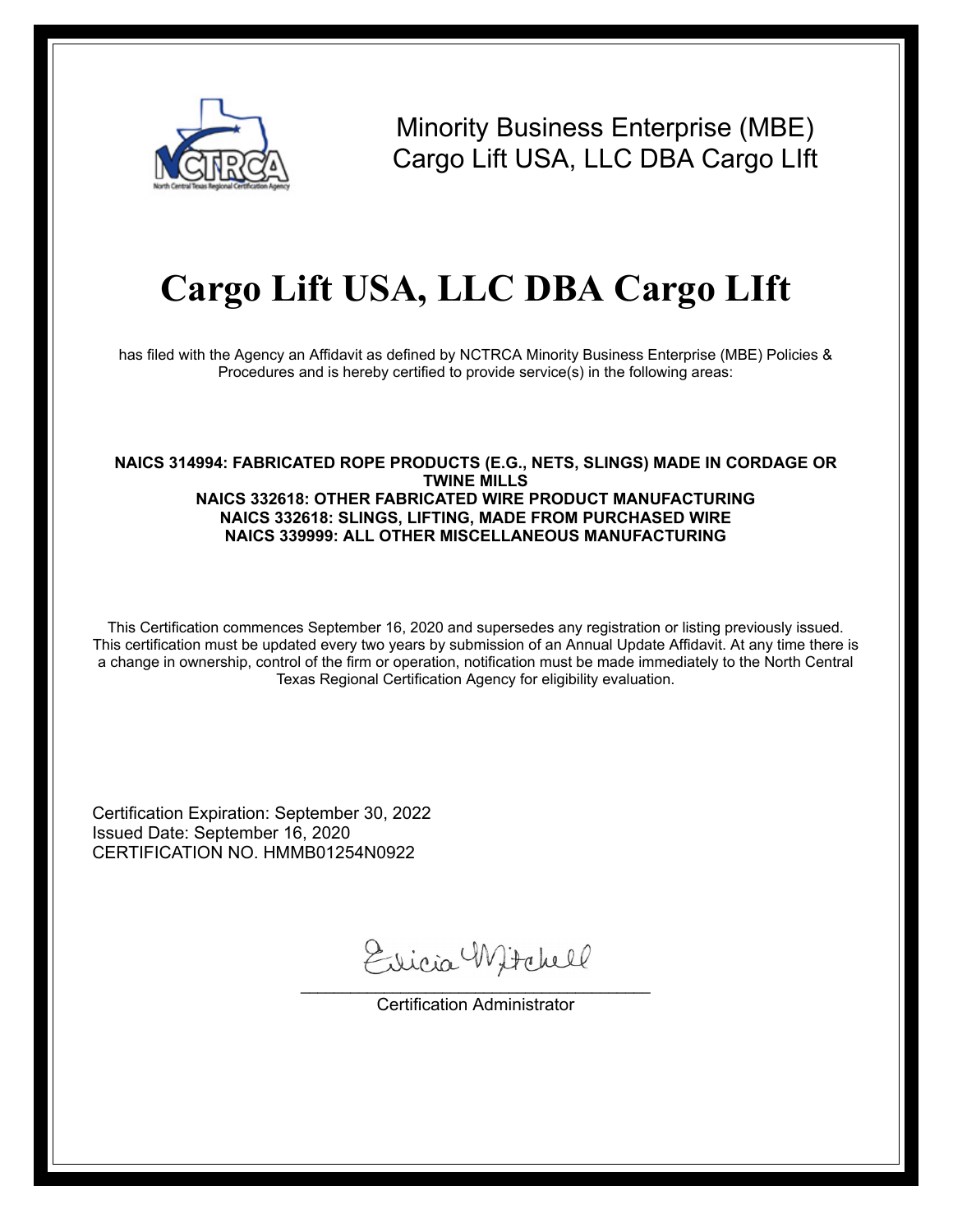Minority Business Enterprise (MBE)
Cargo Lift USA, LLC DBA Cargo LIft

# Cargo Lift USA, LLC DBA Cargo LIft

has filed with the Agency an Affidavit as defined by NCTRCA Minority Business Enterprise (MBE) Policies & Procedures and is hereby certified to provide service(s) in the following areas:

**NAICS 314994: FABRICATED ROPE PRODUCTS (E.G., NETS, SLINGS) MADE IN CORDAGE OR TWINE MILLS**
**NAICS 332618: OTHER FABRICATED WIRE PRODUCT MANUFACTURING**
**NAICS 332618: SLINGS, LIFTING, MADE FROM PURCHASED WIRE**
**NAICS 339999: ALL OTHER MISCELLANEOUS MANUFACTURING**

This Certification commences September 16, 2020 and supersedes any registration or listing previously issued. This certification must be updated every two years by submission of an Annual Update Affidavit. At any time there is a change in ownership, control of the firm or operation, notification must be made immediately to the North Central Texas Regional Certification Agency for eligibility evaluation.

Certification Expiration: September 30, 2022
Issued Date: September 16, 2020
CERTIFICATION NO. HMMB01254N0922

Ericia Mitchell

Certification Administrator